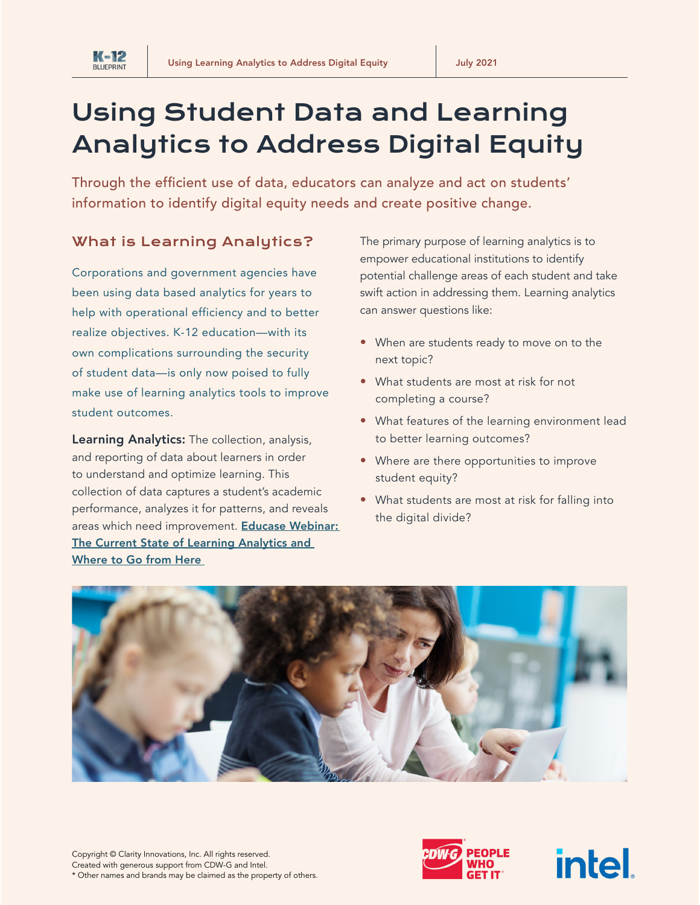# Using Student Data and Learning Analytics to Address Digital Equity

Through the efficient use of data, educators can analyze and act on students' information to identify digital equity needs and create positive change.

## What is Learning Analytics?

Corporations and government agencies have been using data based analytics for years to help with operational efficiency and to better realize objectives. K-12 education—with its own complications surrounding the security of student data—is only now poised to fully make use of learning analytics tools to improve student outcomes.

**Learning Analytics:** The collection, analysis, and reporting of data about learners in order to understand and optimize learning. This collection of data captures a student's academic performance, analyzes it for patterns, and reveals areas which need improvement. **Educase Webinar: The Current State of Learning Analytics and Where to Go from Here**

The primary purpose of learning analytics is to empower educational institutions to identify potential challenge areas of each student and take swift action in addressing them. Learning analytics can answer questions like:

- When are students ready to move on to the next topic?
- What students are most at risk for not completing a course?
- What features of the learning environment lead to better learning outcomes?
- Where are there opportunities to improve student equity?
- What students are most at risk for falling into the digital divide?

Copyright © Clarity Innovations, Inc. All rights reserved.
Created with generous support from CDW-G and Intel.
* Other names and brands may be claimed as the property of others.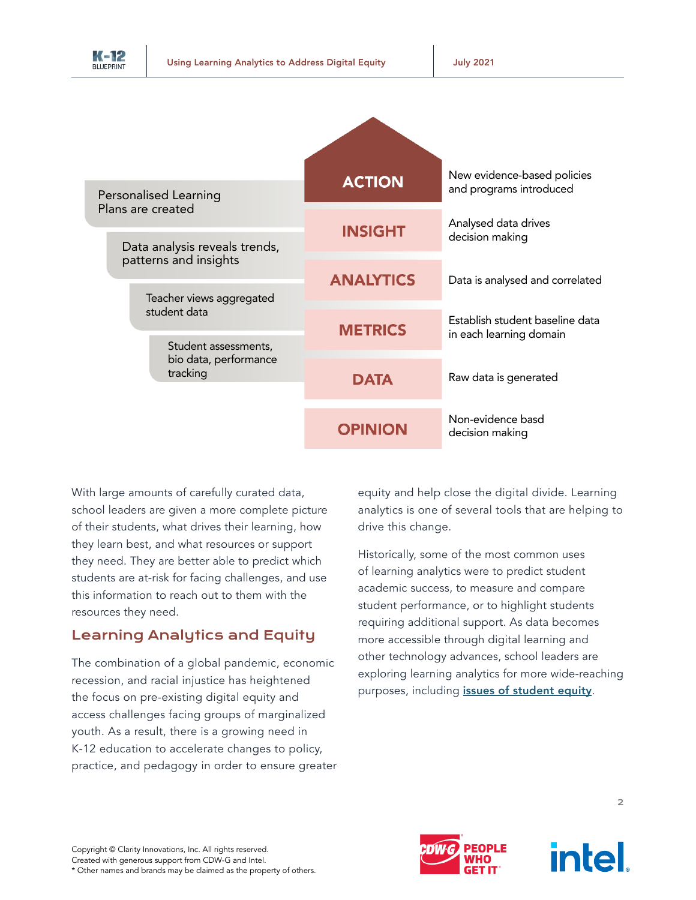| Level | Description | Example |
|---|---|---|
| ACTION | New evidence-based policies and programs introduced | Personalised Learning Plans are created |
| INSIGHT | Analysed data drives decision making | Data analysis reveals trends, patterns and insights |
| ANALYTICS | Data is analysed and correlated | Teacher views aggregated student data |
| METRICS | Establish student baseline data in each learning domain | Student assessments, bio data, performance tracking |
| DATA | Raw data is generated | |
| OPINION | Non-evidence basd decision making | |

With large amounts of carefully curated data, school leaders are given a more complete picture of their students, what drives their learning, how they learn best, and what resources or support they need. They are better able to predict which students are at-risk for facing challenges, and use this information to reach out to them with the resources they need.

## Learning Analytics and Equity

The combination of a global pandemic, economic recession, and racial injustice has heightened the focus on pre-existing digital equity and access challenges facing groups of marginalized youth. As a result, there is a growing need in K-12 education to accelerate changes to policy, practice, and pedagogy in order to ensure greater equity and help close the digital divide. Learning analytics is one of several tools that are helping to drive this change.

Historically, some of the most common uses of learning analytics were to predict student academic success, to measure and compare student performance, or to highlight students requiring additional support. As data becomes more accessible through digital learning and other technology advances, school leaders are exploring learning analytics for more wide-reaching purposes, including issues of student equity.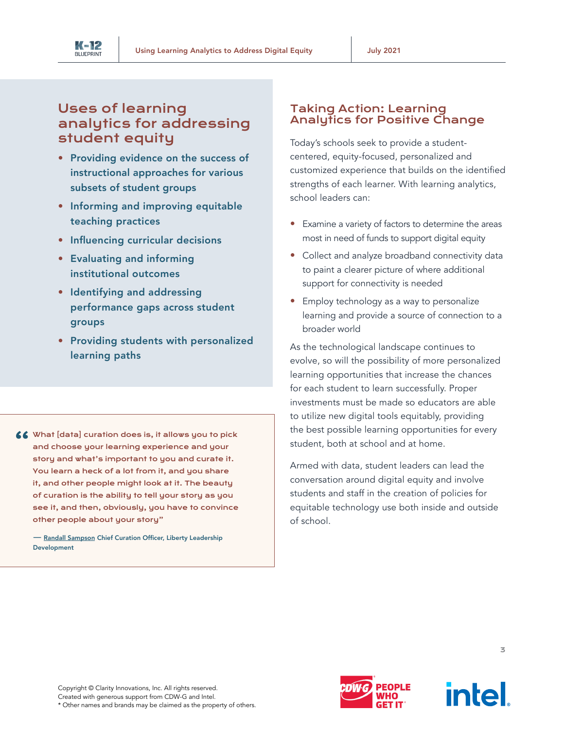## Uses of learning analytics for addressing student equity

- **Providing evidence on the success of instructional approaches for various subsets of student groups**
- **Informing and improving equitable teaching practices**
- **Influencing curricular decisions**
- **Evaluating and informing institutional outcomes**
- **Identifying and addressing performance gaps across student groups**
- **Providing students with personalized learning paths**

> "What [data] curation does is, it allows you to pick and choose your learning experience and your story and what's important to you and curate it. You learn a heck of a lot from it, and you share it, and other people might look at it. The beauty of curation is the ability to tell your story as you see it, and then, obviously, you have to convince other people about your story"
>
> — Randall Sampson Chief Curation Officer, Liberty Leadership Development

## Taking Action: Learning Analytics for Positive Change

Today's schools seek to provide a student-centered, equity-focused, personalized and customized experience that builds on the identified strengths of each learner. With learning analytics, school leaders can:

- Examine a variety of factors to determine the areas most in need of funds to support digital equity
- Collect and analyze broadband connectivity data to paint a clearer picture of where additional support for connectivity is needed
- Employ technology as a way to personalize learning and provide a source of connection to a broader world

As the technological landscape continues to evolve, so will the possibility of more personalized learning opportunities that increase the chances for each student to learn successfully. Proper investments must be made so educators are able to utilize new digital tools equitably, providing the best possible learning opportunities for every student, both at school and at home.

Armed with data, student leaders can lead the conversation around digital equity and involve students and staff in the creation of policies for equitable technology use both inside and outside of school.

Copyright © Clarity Innovations, Inc. All rights reserved.
Created with generous support from CDW-G and Intel.
* Other names and brands may be claimed as the property of others.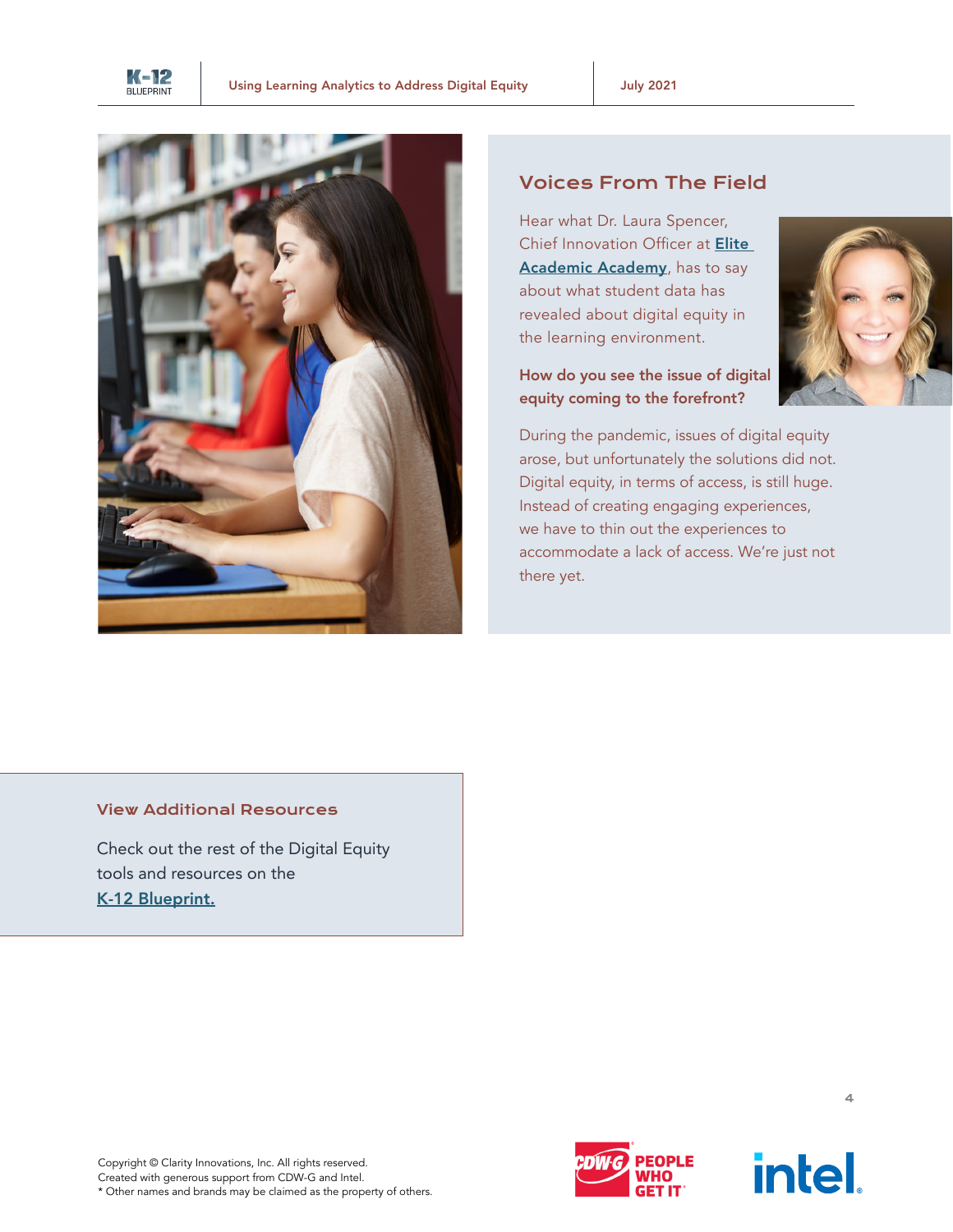## Voices From The Field

Hear what Dr. Laura Spencer, Chief Innovation Officer at [Elite Academic Academy](), has to say about what student data has revealed about digital equity in the learning environment.

**How do you see the issue of digital equity coming to the forefront?**

During the pandemic, issues of digital equity arose, but unfortunately the solutions did not. Digital equity, in terms of access, is still huge. Instead of creating engaging experiences, we have to thin out the experiences to accommodate a lack of access. We're just not there yet.

## View Additional Resources

Check out the rest of the Digital Equity tools and resources on the [K-12 Blueprint.]()

Copyright © Clarity Innovations, Inc. All rights reserved.
Created with generous support from CDW-G and Intel.
* Other names and brands may be claimed as the property of others.